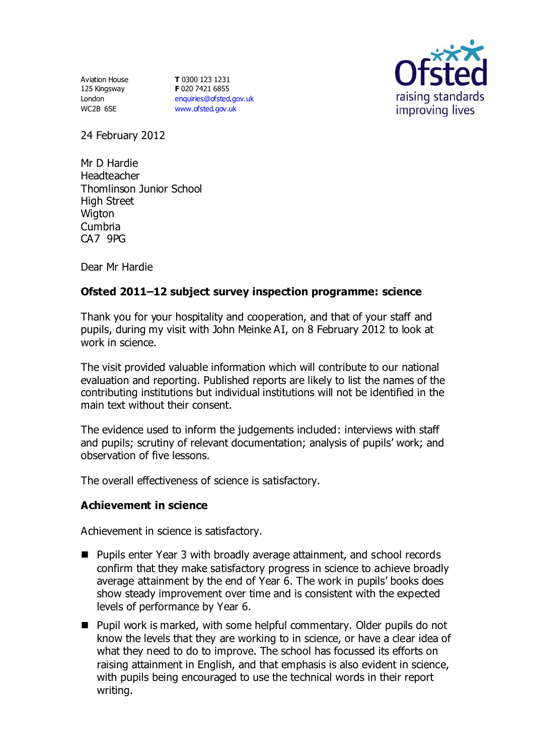Aviation House
125 Kingsway
London
WC2B 6SE

**T** 0300 123 1231
**F** 020 7421 6855
enquiries@ofsted.gov.uk
www.ofsted.gov.uk

Ofsted
raising standards
improving lives

24 February 2012

Mr D Hardie
Headteacher
Thomlinson Junior School
High Street
Wigton
Cumbria
CA7 9PG

Dear Mr Hardie

**Ofsted 2011–12 subject survey inspection programme: science**

Thank you for your hospitality and cooperation, and that of your staff and pupils, during my visit with John Meinke AI, on 8 February 2012 to look at work in science.

The visit provided valuable information which will contribute to our national evaluation and reporting. Published reports are likely to list the names of the contributing institutions but individual institutions will not be identified in the main text without their consent.

The evidence used to inform the judgements included: interviews with staff and pupils; scrutiny of relevant documentation; analysis of pupils' work; and observation of five lessons.

The overall effectiveness of science is satisfactory.

**Achievement in science**

Achievement in science is satisfactory.

- Pupils enter Year 3 with broadly average attainment, and school records confirm that they make satisfactory progress in science to achieve broadly average attainment by the end of Year 6. The work in pupils' books does show steady improvement over time and is consistent with the expected levels of performance by Year 6.
- Pupil work is marked, with some helpful commentary. Older pupils do not know the levels that they are working to in science, or have a clear idea of what they need to do to improve. The school has focussed its efforts on raising attainment in English, and that emphasis is also evident in science, with pupils being encouraged to use the technical words in their report writing.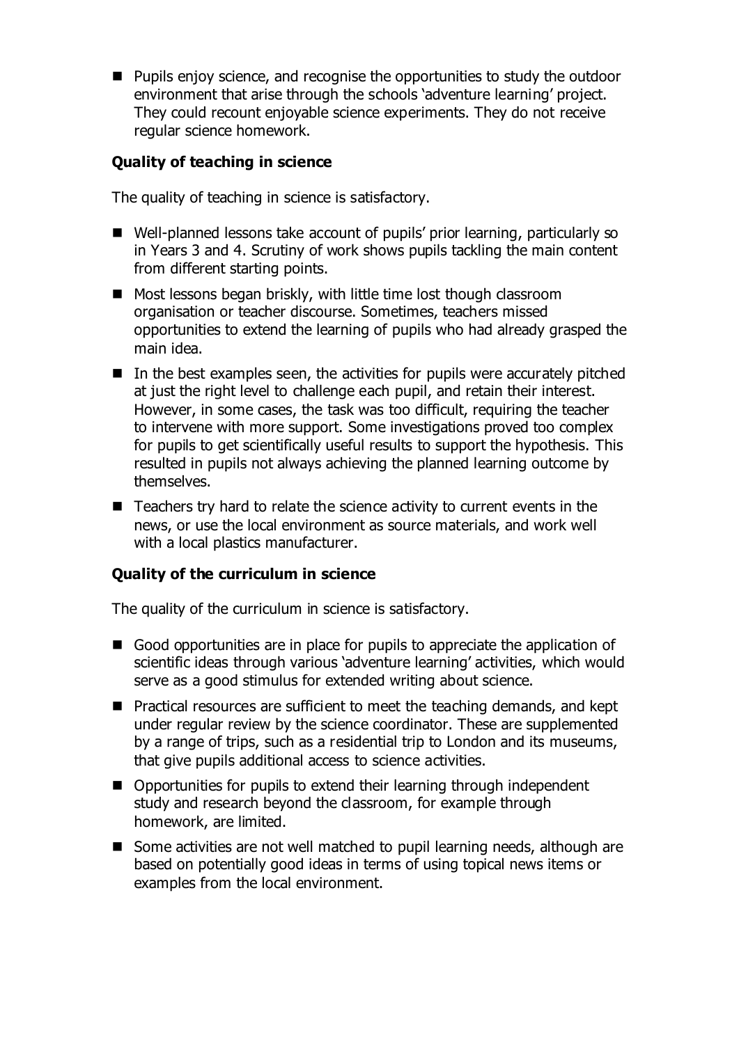- Pupils enjoy science, and recognise the opportunities to study the outdoor environment that arise through the schools 'adventure learning' project. They could recount enjoyable science experiments. They do not receive regular science homework.

**Quality of teaching in science**

The quality of teaching in science is satisfactory.

- Well-planned lessons take account of pupils' prior learning, particularly so in Years 3 and 4. Scrutiny of work shows pupils tackling the main content from different starting points.
- Most lessons began briskly, with little time lost though classroom organisation or teacher discourse. Sometimes, teachers missed opportunities to extend the learning of pupils who had already grasped the main idea.
- In the best examples seen, the activities for pupils were accurately pitched at just the right level to challenge each pupil, and retain their interest. However, in some cases, the task was too difficult, requiring the teacher to intervene with more support. Some investigations proved too complex for pupils to get scientifically useful results to support the hypothesis. This resulted in pupils not always achieving the planned learning outcome by themselves.
- Teachers try hard to relate the science activity to current events in the news, or use the local environment as source materials, and work well with a local plastics manufacturer.

**Quality of the curriculum in science**

The quality of the curriculum in science is satisfactory.

- Good opportunities are in place for pupils to appreciate the application of scientific ideas through various 'adventure learning' activities, which would serve as a good stimulus for extended writing about science.
- Practical resources are sufficient to meet the teaching demands, and kept under regular review by the science coordinator. These are supplemented by a range of trips, such as a residential trip to London and its museums, that give pupils additional access to science activities.
- Opportunities for pupils to extend their learning through independent study and research beyond the classroom, for example through homework, are limited.
- Some activities are not well matched to pupil learning needs, although are based on potentially good ideas in terms of using topical news items or examples from the local environment.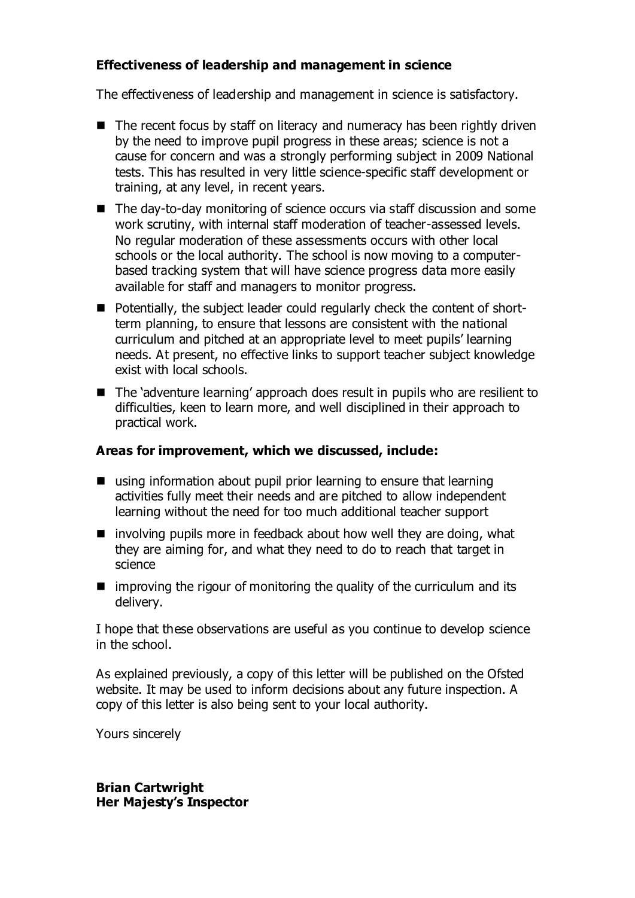**Effectiveness of leadership and management in science**

The effectiveness of leadership and management in science is satisfactory.

- The recent focus by staff on literacy and numeracy has been rightly driven by the need to improve pupil progress in these areas; science is not a cause for concern and was a strongly performing subject in 2009 National tests. This has resulted in very little science-specific staff development or training, at any level, in recent years.
- The day-to-day monitoring of science occurs via staff discussion and some work scrutiny, with internal staff moderation of teacher-assessed levels. No regular moderation of these assessments occurs with other local schools or the local authority. The school is now moving to a computer-based tracking system that will have science progress data more easily available for staff and managers to monitor progress.
- Potentially, the subject leader could regularly check the content of short-term planning, to ensure that lessons are consistent with the national curriculum and pitched at an appropriate level to meet pupils' learning needs. At present, no effective links to support teacher subject knowledge exist with local schools.
- The 'adventure learning' approach does result in pupils who are resilient to difficulties, keen to learn more, and well disciplined in their approach to practical work.

**Areas for improvement, which we discussed, include:**

- using information about pupil prior learning to ensure that learning activities fully meet their needs and are pitched to allow independent learning without the need for too much additional teacher support
- involving pupils more in feedback about how well they are doing, what they are aiming for, and what they need to do to reach that target in science
- improving the rigour of monitoring the quality of the curriculum and its delivery.

I hope that these observations are useful as you continue to develop science in the school.

As explained previously, a copy of this letter will be published on the Ofsted website. It may be used to inform decisions about any future inspection. A copy of this letter is also being sent to your local authority.

Yours sincerely

**Brian Cartwright**
**Her Majesty's Inspector**